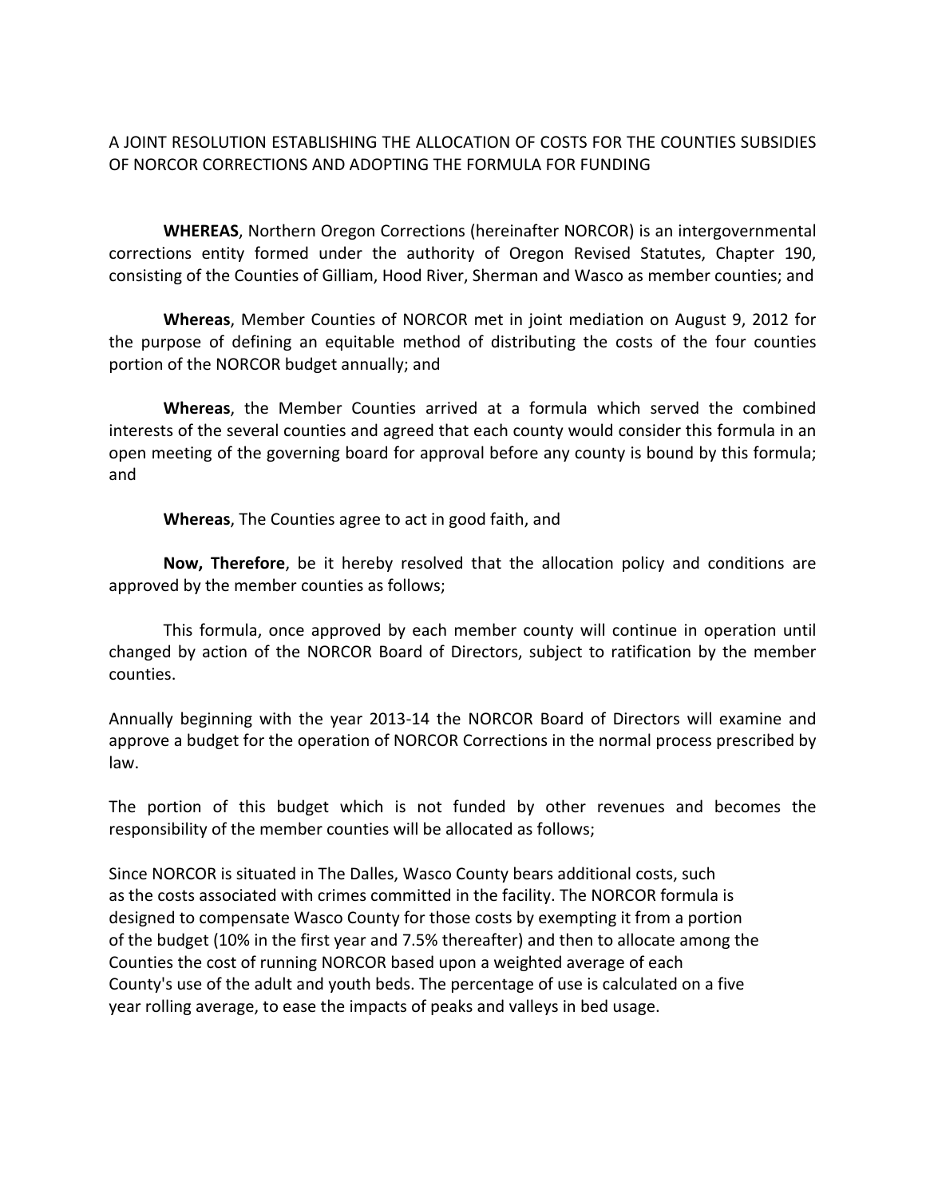# A JOINT RESOLUTION ESTABLISHING THE ALLOCATION OF COSTS FOR THE COUNTIES SUBSIDIES OF NORCOR CORRECTIONS AND ADOPTING THE FORMULA FOR FUNDING

**WHEREAS**, Northern Oregon Corrections (hereinafter NORCOR) is an intergovernmental corrections entity formed under the authority of Oregon Revised Statutes, Chapter 190, consisting of the Counties of Gilliam, Hood River, Sherman and Wasco as member counties; and

**Whereas**, Member Counties of NORCOR met in joint mediation on August 9, 2012 for the purpose of defining an equitable method of distributing the costs of the four counties portion of the NORCOR budget annually; and

**Whereas**, the Member Counties arrived at a formula which served the combined interests of the several counties and agreed that each county would consider this formula in an open meeting of the governing board for approval before any county is bound by this formula; and

**Whereas**, The Counties agree to act in good faith, and

**Now, Therefore**, be it hereby resolved that the allocation policy and conditions are approved by the member counties as follows;

This formula, once approved by each member county will continue in operation until changed by action of the NORCOR Board of Directors, subject to ratification by the member counties.

Annually beginning with the year 2013-14 the NORCOR Board of Directors will examine and approve a budget for the operation of NORCOR Corrections in the normal process prescribed by law.

The portion of this budget which is not funded by other revenues and becomes the responsibility of the member counties will be allocated as follows;

Since NORCOR is situated in The Dalles, Wasco County bears additional costs, such as the costs associated with crimes committed in the facility. The NORCOR formula is designed to compensate Wasco County for those costs by exempting it from a portion of the budget (10% in the first year and 7.5% thereafter) and then to allocate among the Counties the cost of running NORCOR based upon a weighted average of each County's use of the adult and youth beds. The percentage of use is calculated on a five year rolling average, to ease the impacts of peaks and valleys in bed usage.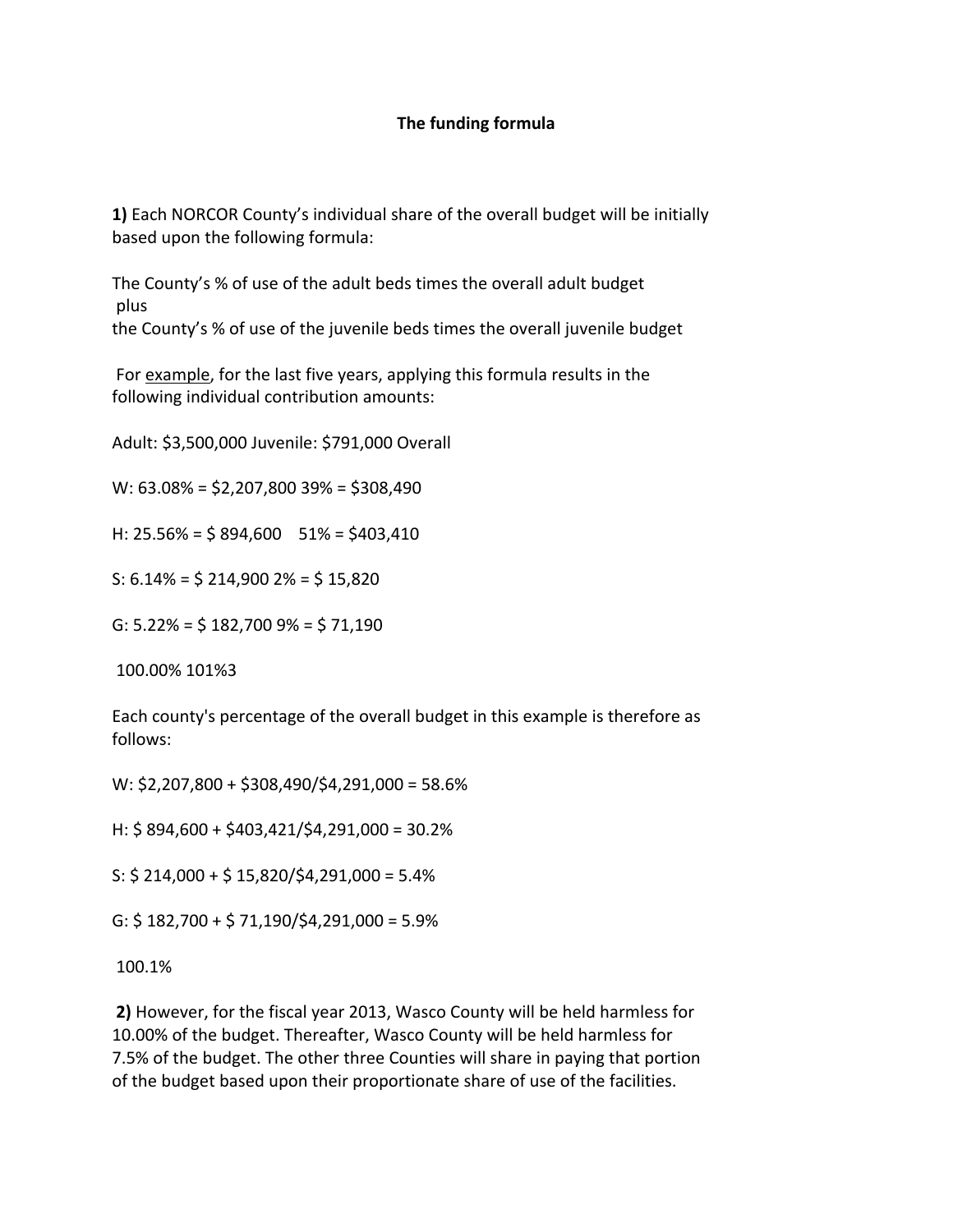**The funding formula**

**1)** Each NORCOR County's individual share of the overall budget will be initially based upon the following formula:

The County's % of use of the adult beds times the overall adult budget
plus
the County's % of use of the juvenile beds times the overall juvenile budget

For <u>example</u>, for the last five years, applying this formula results in the following individual contribution amounts:

Adult: $3,500,000 Juvenile: $791,000 Overall

W: 63.08% = $2,207,800 39% = $308,490

H: 25.56% = $ 894,600 51% = $403,410

S: 6.14% = $ 214,900 2% = $ 15,820

G: 5.22% = $ 182,700 9% = $ 71,190

100.00% 101%3

Each county's percentage of the overall budget in this example is therefore as follows:

W: $2,207,800 + $308,490/$4,291,000 = 58.6%

H: $ 894,600 + $403,421/$4,291,000 = 30.2%

S: $ 214,000 + $ 15,820/$4,291,000 = 5.4%

G: $ 182,700 + $ 71,190/$4,291,000 = 5.9%

100.1%

**2)** However, for the fiscal year 2013, Wasco County will be held harmless for 10.00% of the budget. Thereafter, Wasco County will be held harmless for 7.5% of the budget. The other three Counties will share in paying that portion of the budget based upon their proportionate share of use of the facilities.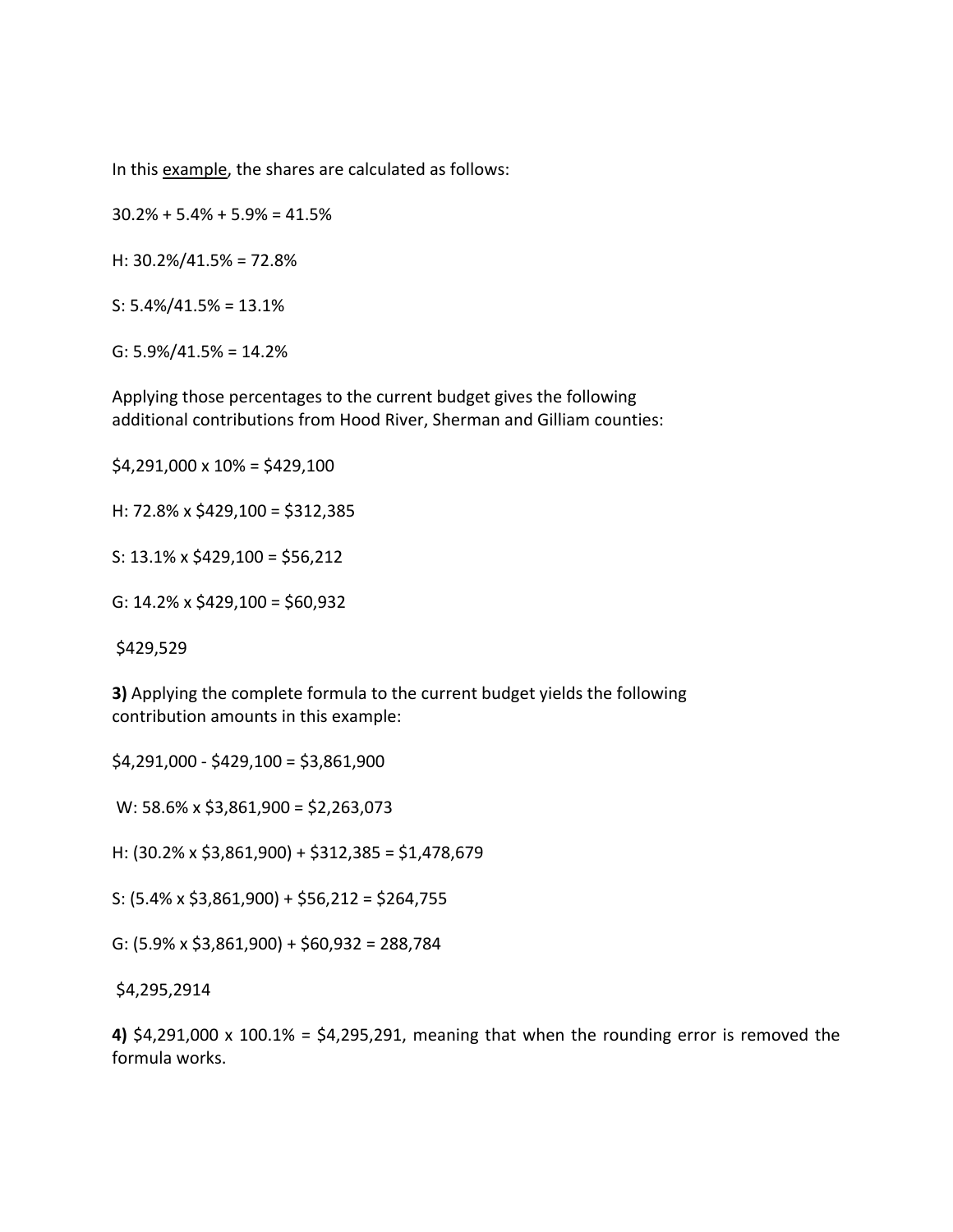In this <u>example</u>, the shares are calculated as follows:

30.2% + 5.4% + 5.9% = 41.5%

H: 30.2%/41.5% = 72.8%

S: 5.4%/41.5% = 13.1%

G: 5.9%/41.5% = 14.2%

Applying those percentages to the current budget gives the following additional contributions from Hood River, Sherman and Gilliam counties:

$4,291,000 x 10% = $429,100

H: 72.8% x $429,100 = $312,385

S: 13.1% x $429,100 = $56,212

G: 14.2% x $429,100 = $60,932

$429,529

**3)** Applying the complete formula to the current budget yields the following contribution amounts in this example:

$4,291,000 - $429,100 = $3,861,900

W: 58.6% x $3,861,900 = $2,263,073

H: (30.2% x $3,861,900) + $312,385 = $1,478,679

S: (5.4% x $3,861,900) + $56,212 = $264,755

G: (5.9% x $3,861,900) + $60,932 = 288,784

$4,295,2914

**4)** $4,291,000 x 100.1% = $4,295,291, meaning that when the rounding error is removed the formula works.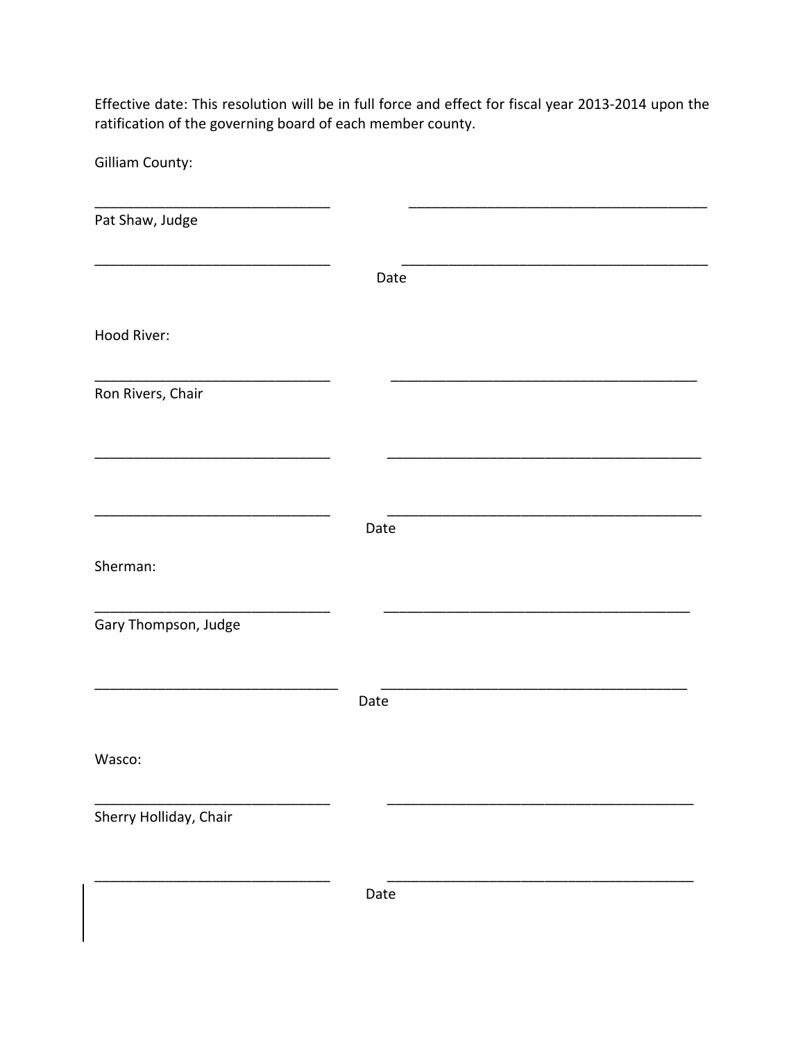Effective date: This resolution will be in full force and effect for fiscal year 2013-2014 upon the ratification of the governing board of each member county.

Gilliam County:

_______________________________ _______________________________
Pat Shaw, Judge

_______________________________ _______________________________
Date

Hood River:

_______________________________ _______________________________
Ron Rivers, Chair

_______________________________ _______________________________

_______________________________ _______________________________
Date

Sherman:

_______________________________ _______________________________
Gary Thompson, Judge

_______________________________ _______________________________
Date

Wasco:

_______________________________ _______________________________
Sherry Holliday, Chair

_______________________________ _______________________________
Date